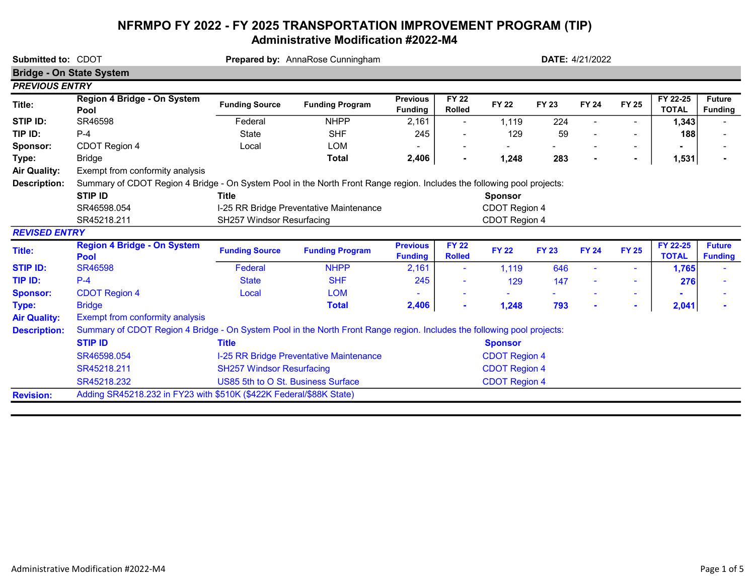# NFRMPO FY 2022 - FY 2025 TRANSPORTATION IMPROVEMENT PROGRAM (TIP)

## Administrative Modification #2022-M4

**Submitted to:** CDOT **Prepared by:** AnnaRose Cunningham **DATE:** 4/21/2022

### Bridge - On State System

*PREVIOUS ENTRY*

| | | Funding Source | Funding Program | Previous Funding | FY 22 Rolled | FY 22 | FY 23 | FY 24 | FY 25 | FY 22-25 TOTAL | Future Funding |
|---|---|---|---|---|---|---|---|---|---|---|---|
| **Title:** | Region 4 Bridge - On System Pool | | | | | | | | | | |
| **STIP ID:** | SR46598 | Federal | NHPP | 2,161 | - | 1,119 | 224 | - | - | **1,343** | - |
| **TIP ID:** | P-4 | State | SHF | 245 | - | 129 | 59 | - | - | **188** | - |
| **Sponsor:** | CDOT Region 4 | Local | LOM | - | - | - | - | - | - | **-** | - |
| **Type:** | Bridge | | **Total** | **2,406** | **-** | **1,248** | **283** | **-** | **-** | **1,531** | **-** |
| **Air Quality:** | Exempt from conformity analysis | | | | | | | | | | |

**Description:** Summary of CDOT Region 4 Bridge - On System Pool in the North Front Range region. Includes the following pool projects:

| STIP ID | Title | Sponsor |
|---|---|---|
| SR46598.054 | I-25 RR Bridge Preventative Maintenance | CDOT Region 4 |
| SR45218.211 | SH257 Windsor Resurfacing | CDOT Region 4 |

*REVISED ENTRY*

| | | Funding Source | Funding Program | Previous Funding | FY 22 Rolled | FY 22 | FY 23 | FY 24 | FY 25 | FY 22-25 TOTAL | Future Funding |
|---|---|---|---|---|---|---|---|---|---|---|---|
| **Title:** | Region 4 Bridge - On System Pool | | | | | | | | | | |
| **STIP ID:** | SR46598 | Federal | NHPP | 2,161 | - | 1,119 | 646 | - | - | **1,765** | - |
| **TIP ID:** | P-4 | State | SHF | 245 | - | 129 | 147 | - | - | **276** | - |
| **Sponsor:** | CDOT Region 4 | Local | LOM | - | - | - | - | - | - | **-** | - |
| **Type:** | Bridge | | **Total** | **2,406** | **-** | **1,248** | **793** | **-** | **-** | **2,041** | **-** |
| **Air Quality:** | Exempt from conformity analysis | | | | | | | | | | |

**Description:** Summary of CDOT Region 4 Bridge - On System Pool in the North Front Range region. Includes the following pool projects:

| STIP ID | Title | Sponsor |
|---|---|---|
| SR46598.054 | I-25 RR Bridge Preventative Maintenance | CDOT Region 4 |
| SR45218.211 | SH257 Windsor Resurfacing | CDOT Region 4 |
| SR45218.232 | US85 5th to O St. Business Surface | CDOT Region 4 |

**Revision:** Adding SR45218.232 in FY23 with $510K ($422K Federal/$88K State)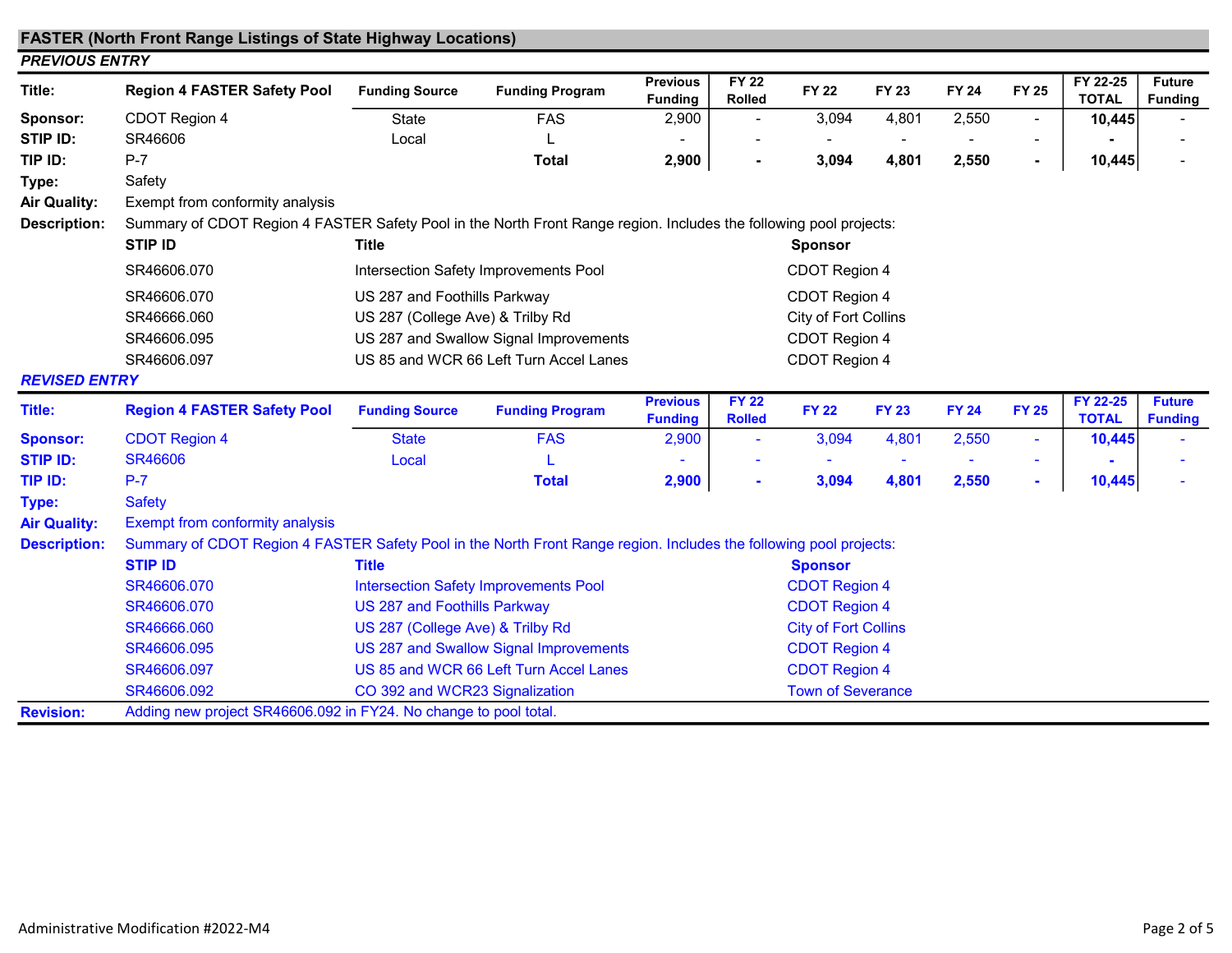## FASTER (North Front Range Listings of State Highway Locations)

### *PREVIOUS ENTRY*

| Title: | Region 4 FASTER Safety Pool | Funding Source | Funding Program | Previous Funding | FY 22 Rolled | FY 22 | FY 23 | FY 24 | FY 25 | FY 22-25 TOTAL | Future Funding |
|---|---|---|---|---|---|---|---|---|---|---|---|
| Sponsor: | CDOT Region 4 | State | FAS | 2,900 | - | 3,094 | 4,801 | 2,550 | - | **10,445** | - |
| STIP ID: | SR46606 | Local | L | - | - | - | - | - | - | **-** | - |
| TIP ID: | P-7 | | **Total** | **2,900** | **-** | **3,094** | **4,801** | **2,550** | **-** | **10,445** | - |
| Type: | Safety | | | | | | | | | | |
| Air Quality: | Exempt from conformity analysis | | | | | | | | | | |

**Description:** Summary of CDOT Region 4 FASTER Safety Pool in the North Front Range region. Includes the following pool projects:

| STIP ID | Title | Sponsor |
|---|---|---|
| SR46606.070 | Intersection Safety Improvements Pool | CDOT Region 4 |
| SR46606.070 | US 287 and Foothills Parkway | CDOT Region 4 |
| SR46666.060 | US 287 (College Ave) & Trilby Rd | City of Fort Collins |
| SR46606.095 | US 287 and Swallow Signal Improvements | CDOT Region 4 |
| SR46606.097 | US 85 and WCR 66 Left Turn Accel Lanes | CDOT Region 4 |

### *REVISED ENTRY*

| Title: | Region 4 FASTER Safety Pool | Funding Source | Funding Program | Previous Funding | FY 22 Rolled | FY 22 | FY 23 | FY 24 | FY 25 | FY 22-25 TOTAL | Future Funding |
|---|---|---|---|---|---|---|---|---|---|---|---|
| Sponsor: | CDOT Region 4 | State | FAS | 2,900 | - | 3,094 | 4,801 | 2,550 | - | **10,445** | - |
| STIP ID: | SR46606 | Local | L | - | - | - | - | - | - | **-** | - |
| TIP ID: | P-7 | | **Total** | **2,900** | **-** | **3,094** | **4,801** | **2,550** | **-** | **10,445** | - |
| Type: | Safety | | | | | | | | | | |
| Air Quality: | Exempt from conformity analysis | | | | | | | | | | |

**Description:** Summary of CDOT Region 4 FASTER Safety Pool in the North Front Range region. Includes the following pool projects:

| STIP ID | Title | Sponsor |
|---|---|---|
| SR46606.070 | Intersection Safety Improvements Pool | CDOT Region 4 |
| SR46606.070 | US 287 and Foothills Parkway | CDOT Region 4 |
| SR46666.060 | US 287 (College Ave) & Trilby Rd | City of Fort Collins |
| SR46606.095 | US 287 and Swallow Signal Improvements | CDOT Region 4 |
| SR46606.097 | US 85 and WCR 66 Left Turn Accel Lanes | CDOT Region 4 |
| SR46606.092 | CO 392 and WCR23 Signalization | Town of Severance |

**Revision:** Adding new project SR46606.092 in FY24. No change to pool total.

Administrative Modification #2022-M4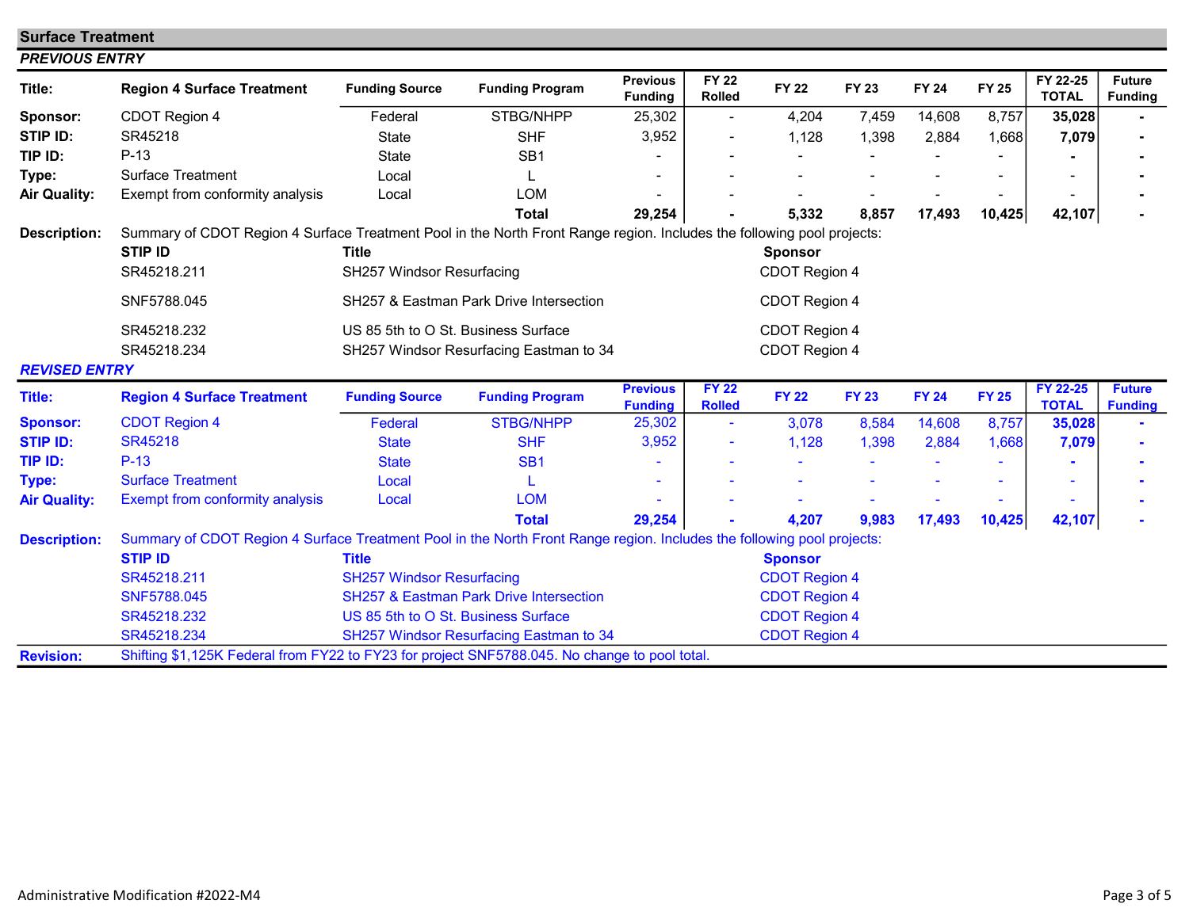## Surface Treatment

### *PREVIOUS ENTRY*

| Title: | Region 4 Surface Treatment | Funding Source | Funding Program | Previous Funding | FY 22 Rolled | FY 22 | FY 23 | FY 24 | FY 25 | FY 22-25 TOTAL | Future Funding |
|---|---|---|---|---|---|---|---|---|---|---|---|
| **Sponsor:** | CDOT Region 4 | Federal | STBG/NHPP | 25,302 | - | 4,204 | 7,459 | 14,608 | 8,757 | **35,028** | - |
| **STIP ID:** | SR45218 | State | SHF | 3,952 | - | 1,128 | 1,398 | 2,884 | 1,668 | **7,079** | - |
| **TIP ID:** | P-13 | State | SB1 | - | - | - | - | - | - | - | - |
| **Type:** | Surface Treatment | Local | L | - | - | - | - | - | - | - | - |
| **Air Quality:** | Exempt from conformity analysis | Local | LOM | - | - | - | - | - | - | - | - |
| | | | **Total** | **29,254** | - | **5,332** | **8,857** | **17,493** | **10,425** | **42,107** | - |

**Description:** Summary of CDOT Region 4 Surface Treatment Pool in the North Front Range region. Includes the following pool projects:

| STIP ID | Title | Sponsor |
|---|---|---|
| SR45218.211 | SH257 Windsor Resurfacing | CDOT Region 4 |
| SNF5788.045 | SH257 & Eastman Park Drive Intersection | CDOT Region 4 |
| SR45218.232 | US 85 5th to O St. Business Surface | CDOT Region 4 |
| SR45218.234 | SH257 Windsor Resurfacing Eastman to 34 | CDOT Region 4 |

### *REVISED ENTRY*

| Title: | Region 4 Surface Treatment | Funding Source | Funding Program | Previous Funding | FY 22 Rolled | FY 22 | FY 23 | FY 24 | FY 25 | FY 22-25 TOTAL | Future Funding |
|---|---|---|---|---|---|---|---|---|---|---|---|
| **Sponsor:** | CDOT Region 4 | Federal | STBG/NHPP | 25,302 | - | 3,078 | 8,584 | 14,608 | 8,757 | **35,028** | - |
| **STIP ID:** | SR45218 | State | SHF | 3,952 | - | 1,128 | 1,398 | 2,884 | 1,668 | **7,079** | - |
| **TIP ID:** | P-13 | State | SB1 | - | - | - | - | - | - | - | - |
| **Type:** | Surface Treatment | Local | L | - | - | - | - | - | - | - | - |
| **Air Quality:** | Exempt from conformity analysis | Local | LOM | - | - | - | - | - | - | - | - |
| | | | **Total** | **29,254** | - | **4,207** | **9,983** | **17,493** | **10,425** | **42,107** | - |

**Description:** Summary of CDOT Region 4 Surface Treatment Pool in the North Front Range region. Includes the following pool projects:

| STIP ID | Title | Sponsor |
|---|---|---|
| SR45218.211 | SH257 Windsor Resurfacing | CDOT Region 4 |
| SNF5788.045 | SH257 & Eastman Park Drive Intersection | CDOT Region 4 |
| SR45218.232 | US 85 5th to O St. Business Surface | CDOT Region 4 |
| SR45218.234 | SH257 Windsor Resurfacing Eastman to 34 | CDOT Region 4 |

**Revision:** Shifting $1,125K Federal from FY22 to FY23 for project SNF5788.045. No change to pool total.

Administrative Modification #2022-M4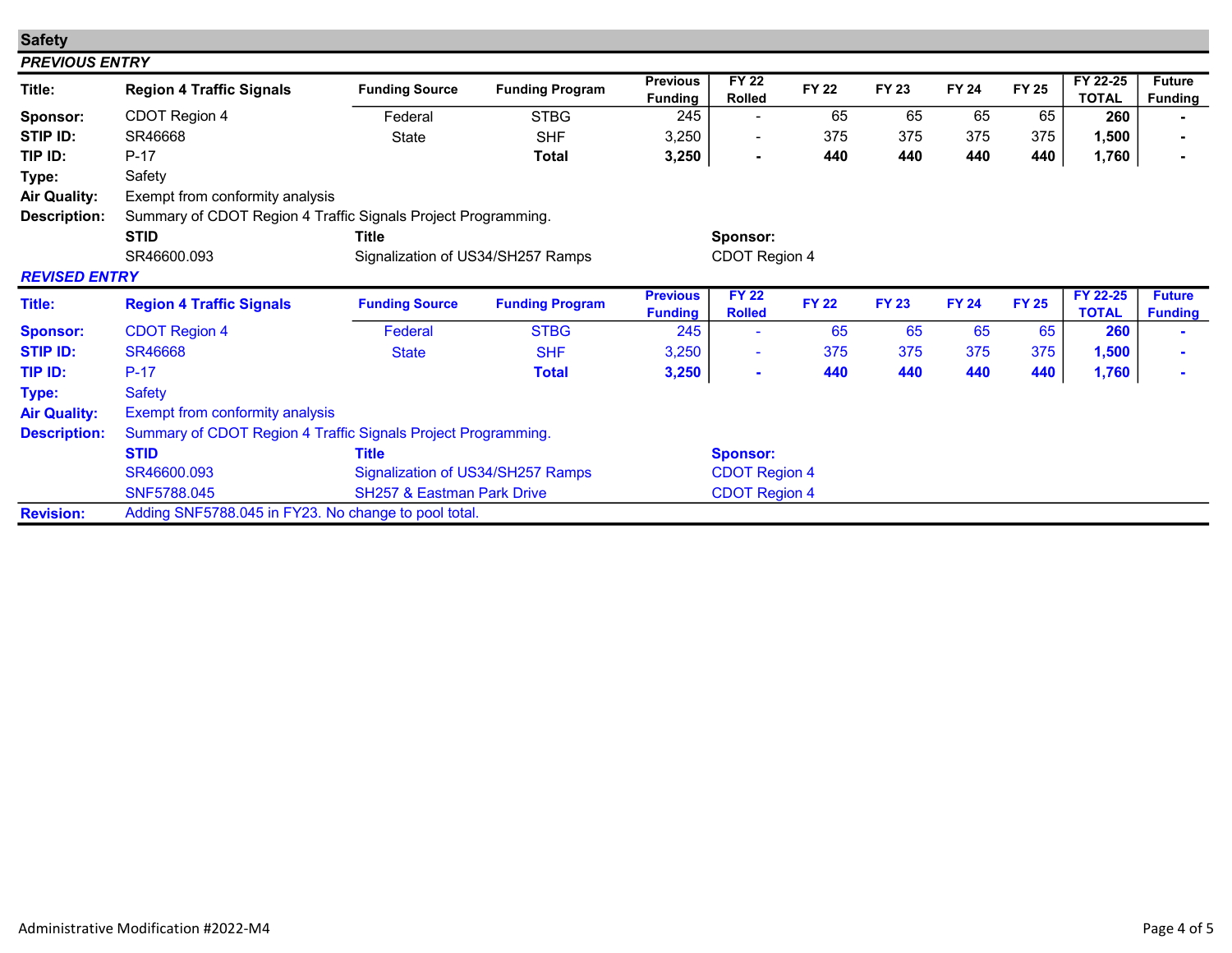## Safety

### *PREVIOUS ENTRY*

| Title: | Region 4 Traffic Signals | Funding Source | Funding Program | Previous Funding | FY 22 Rolled | FY 22 | FY 23 | FY 24 | FY 25 | FY 22-25 TOTAL | Future Funding |
|---|---|---|---|---|---|---|---|---|---|---|---|
| Sponsor: | CDOT Region 4 | Federal | STBG | 245 | - | 65 | 65 | 65 | 65 | **260** | **-** |
| STIP ID: | SR46668 | State | SHF | 3,250 | - | 375 | 375 | 375 | 375 | **1,500** | **-** |
| TIP ID: | P-17 | | **Total** | **3,250** | **-** | **440** | **440** | **440** | **440** | **1,760** | **-** |

**Type:** Safety

**Air Quality:** Exempt from conformity analysis

**Description:** Summary of CDOT Region 4 Traffic Signals Project Programming.

| STID | Title | Sponsor: |
|---|---|---|
| SR46600.093 | Signalization of US34/SH257 Ramps | CDOT Region 4 |

### *REVISED ENTRY*

| Title: | Region 4 Traffic Signals | Funding Source | Funding Program | Previous Funding | FY 22 Rolled | FY 22 | FY 23 | FY 24 | FY 25 | FY 22-25 TOTAL | Future Funding |
|---|---|---|---|---|---|---|---|---|---|---|---|
| Sponsor: | CDOT Region 4 | Federal | STBG | 245 | - | 65 | 65 | 65 | 65 | **260** | **-** |
| STIP ID: | SR46668 | State | SHF | 3,250 | - | 375 | 375 | 375 | 375 | **1,500** | **-** |
| TIP ID: | P-17 | | **Total** | **3,250** | **-** | **440** | **440** | **440** | **440** | **1,760** | **-** |

**Type:** Safety

**Air Quality:** Exempt from conformity analysis

**Description:** Summary of CDOT Region 4 Traffic Signals Project Programming.

| STID | Title | Sponsor: |
|---|---|---|
| SR46600.093 | Signalization of US34/SH257 Ramps | CDOT Region 4 |
| SNF5788.045 | SH257 & Eastman Park Drive | CDOT Region 4 |

**Revision:** Adding SNF5788.045 in FY23. No change to pool total.

Administrative Modification #2022-M4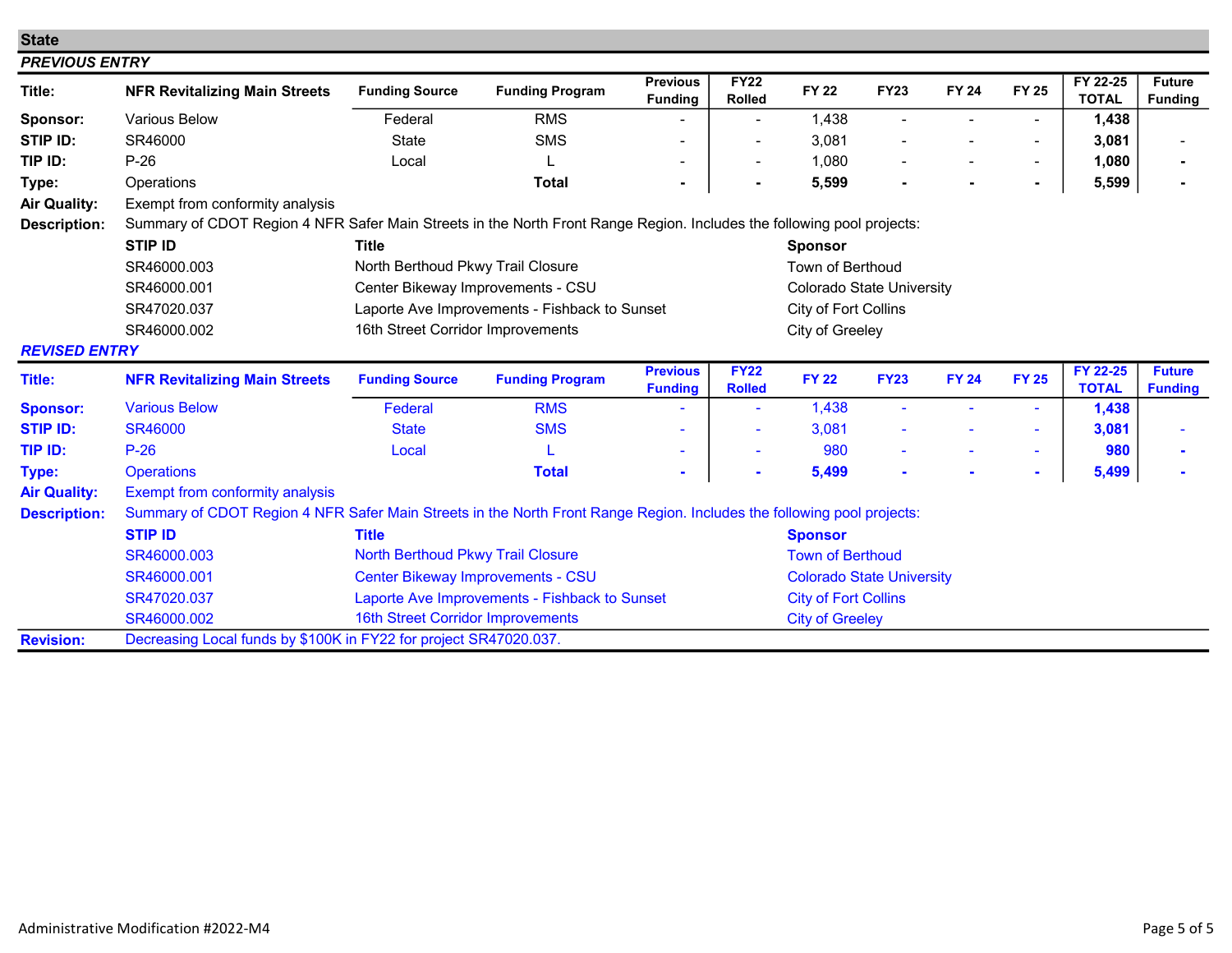## State

### *PREVIOUS ENTRY*

| Title: | NFR Revitalizing Main Streets | Funding Source | Funding Program | Previous Funding | FY22 Rolled | FY 22 | FY23 | FY 24 | FY 25 | FY 22-25 TOTAL | Future Funding |
|---|---|---|---|---|---|---|---|---|---|---|---|
| Sponsor: | Various Below | Federal | RMS | - | - | 1,438 | - | - | - | **1,438** | |
| STIP ID: | SR46000 | State | SMS | - | - | 3,081 | - | - | - | **3,081** | - |
| TIP ID: | P-26 | Local | L | - | - | 1,080 | - | - | - | **1,080** | - |
| Type: | Operations | | **Total** | **-** | **-** | **5,599** | **-** | **-** | **-** | **5,599** | **-** |

**Air Quality:** Exempt from conformity analysis

**Description:** Summary of CDOT Region 4 NFR Safer Main Streets in the North Front Range Region. Includes the following pool projects:

| STIP ID | Title | Sponsor |
|---|---|---|
| SR46000.003 | North Berthoud Pkwy Trail Closure | Town of Berthoud |
| SR46000.001 | Center Bikeway Improvements - CSU | Colorado State University |
| SR47020.037 | Laporte Ave Improvements - Fishback to Sunset | City of Fort Collins |
| SR46000.002 | 16th Street Corridor Improvements | City of Greeley |

### *REVISED ENTRY*

| Title: | NFR Revitalizing Main Streets | Funding Source | Funding Program | Previous Funding | FY22 Rolled | FY 22 | FY23 | FY 24 | FY 25 | FY 22-25 TOTAL | Future Funding |
|---|---|---|---|---|---|---|---|---|---|---|---|
| Sponsor: | Various Below | Federal | RMS | - | - | 1,438 | - | - | - | **1,438** | |
| STIP ID: | SR46000 | State | SMS | - | - | 3,081 | - | - | - | **3,081** | - |
| TIP ID: | P-26 | Local | L | - | - | 980 | - | - | - | **980** | - |
| Type: | Operations | | **Total** | **-** | **-** | **5,499** | **-** | **-** | **-** | **5,499** | **-** |

**Air Quality:** Exempt from conformity analysis

**Description:** Summary of CDOT Region 4 NFR Safer Main Streets in the North Front Range Region. Includes the following pool projects:

| STIP ID | Title | Sponsor |
|---|---|---|
| SR46000.003 | North Berthoud Pkwy Trail Closure | Town of Berthoud |
| SR46000.001 | Center Bikeway Improvements - CSU | Colorado State University |
| SR47020.037 | Laporte Ave Improvements - Fishback to Sunset | City of Fort Collins |
| SR46000.002 | 16th Street Corridor Improvements | City of Greeley |

**Revision:** Decreasing Local funds by $100K in FY22 for project SR47020.037.

Administrative Modification #2022-M4